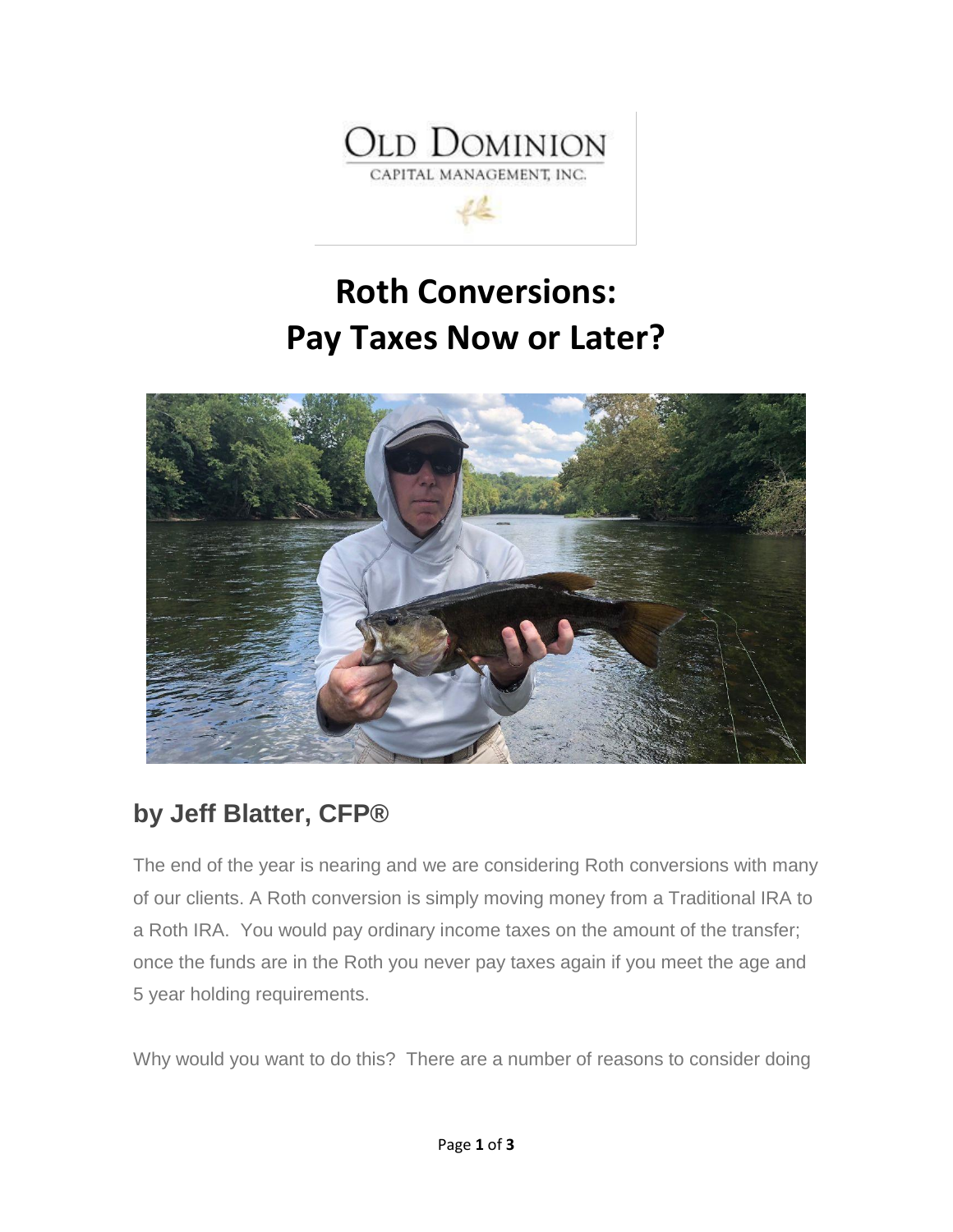# Roth Conversions: Pay Taxes Now or Later?

## by Jeff Blatter, CFP®

The end of the year is nearing and we are considering Roth conversions with many of our clients. A Roth conversion is simply moving money from a Traditional IRA to a Roth IRA. You would pay ordinary income taxes on the amount of the transfer; once the funds are in the Roth you never pay taxes again if you meet the age and 5 year holding requirements.

Why would you want to do this? There are a number of reasons to consider doing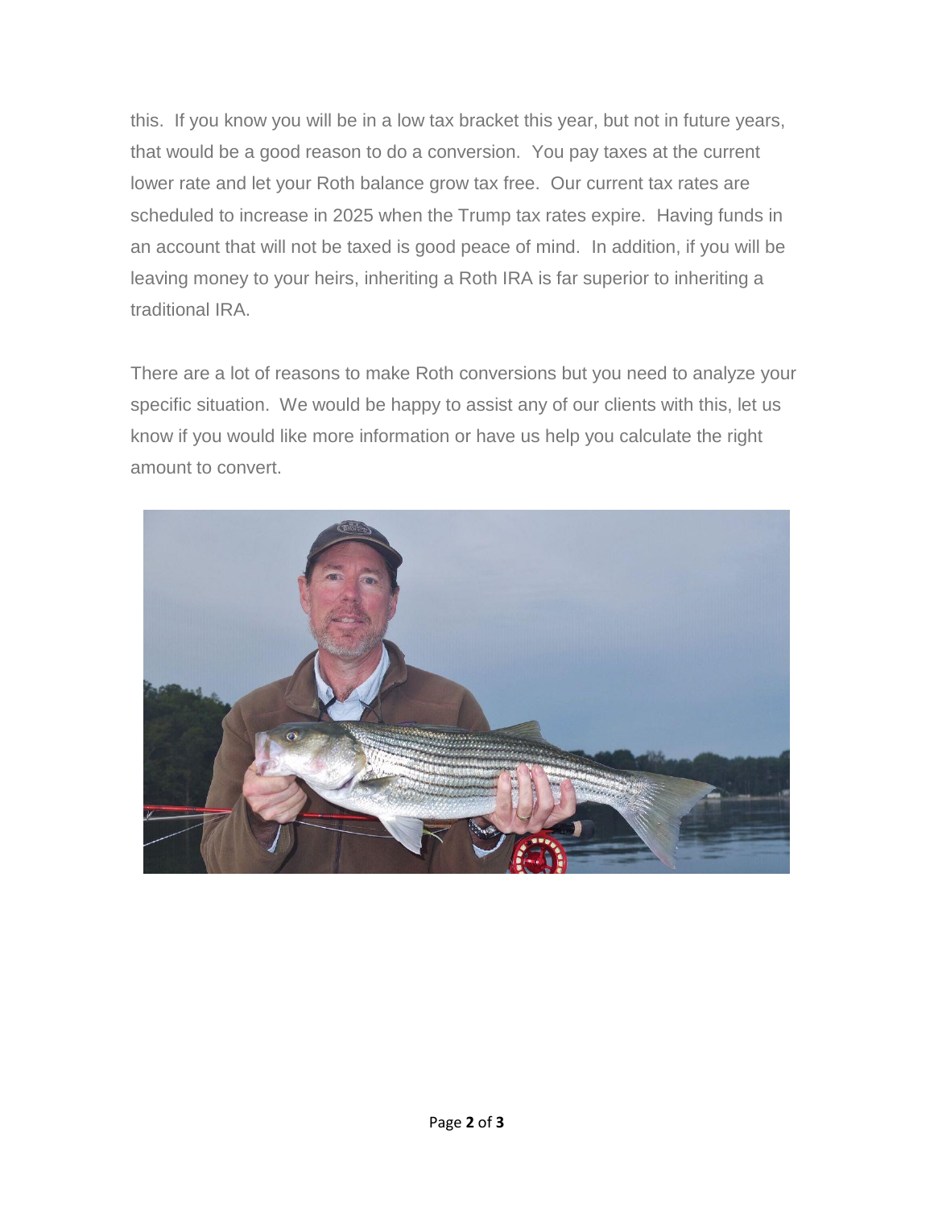this. If you know you will be in a low tax bracket this year, but not in future years, that would be a good reason to do a conversion. You pay taxes at the current lower rate and let your Roth balance grow tax free. Our current tax rates are scheduled to increase in 2025 when the Trump tax rates expire. Having funds in an account that will not be taxed is good peace of mind. In addition, if you will be leaving money to your heirs, inheriting a Roth IRA is far superior to inheriting a traditional IRA.

There are a lot of reasons to make Roth conversions but you need to analyze your specific situation. We would be happy to assist any of our clients with this, let us know if you would like more information or have us help you calculate the right amount to convert.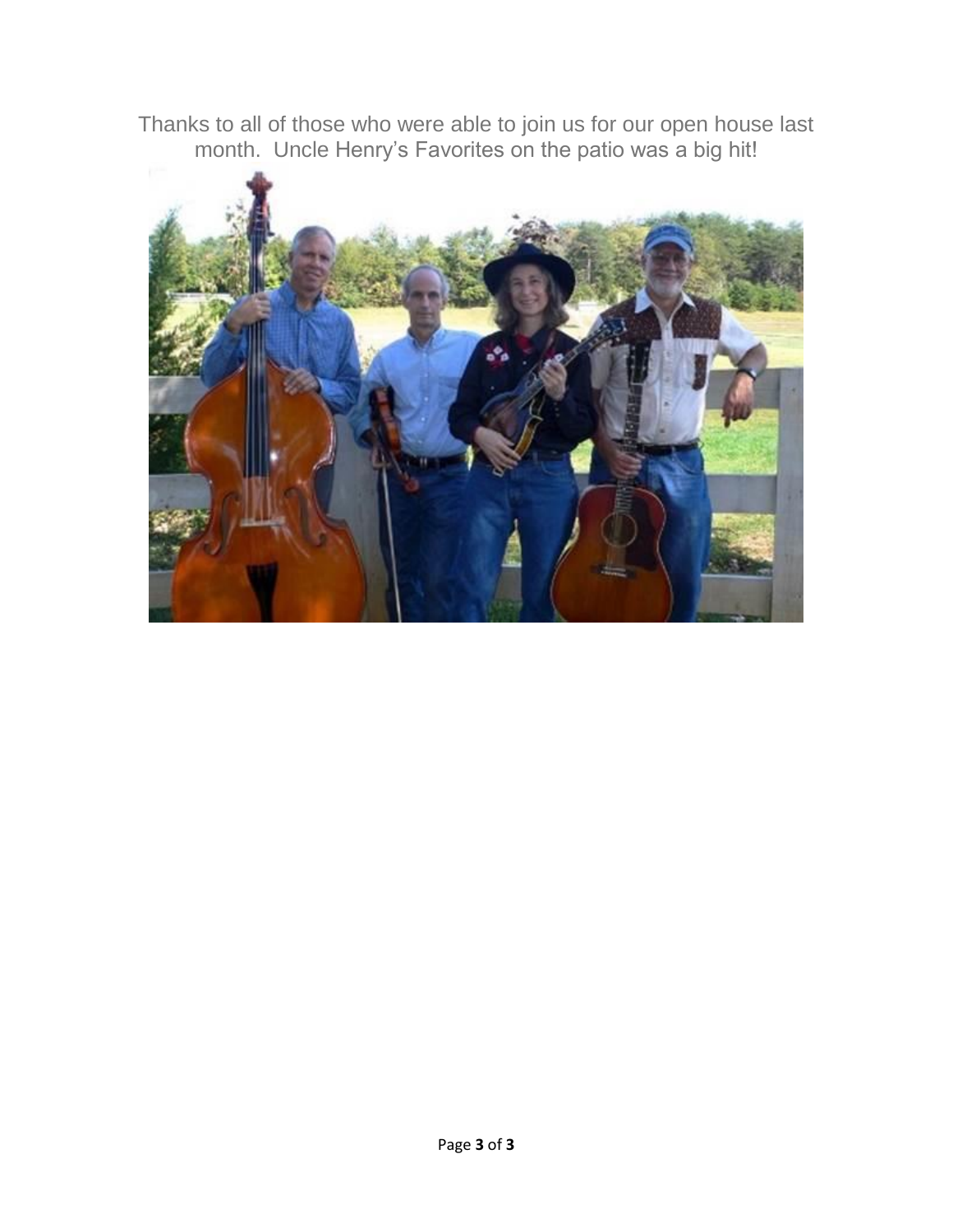Thanks to all of those who were able to join us for our open house last month. Uncle Henry's Favorites on the patio was a big hit!